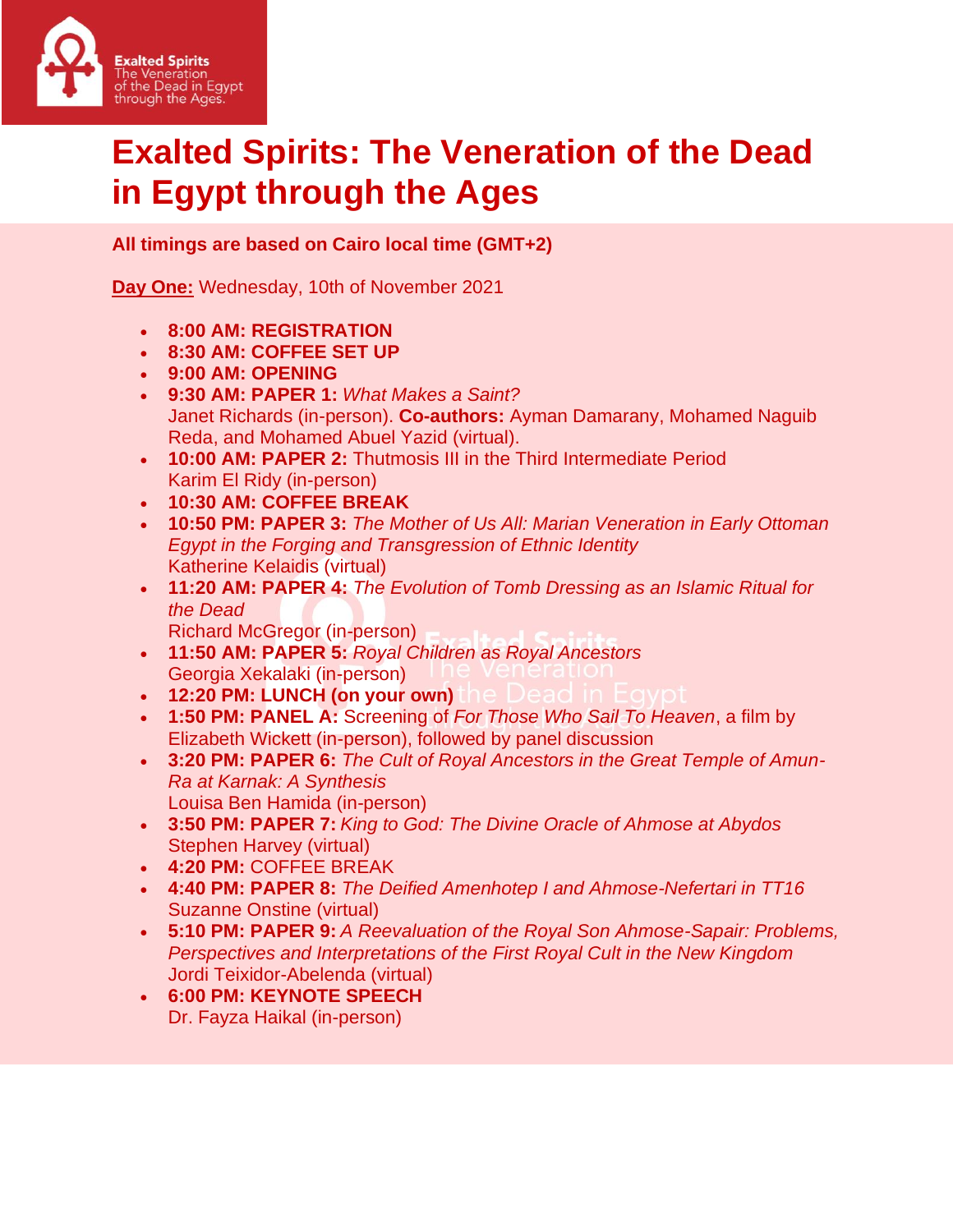# Exalted Spirits: The Veneration of the Dead in Egypt through the Ages

**All timings are based on Cairo local time (GMT+2)**

**Day One:** Wednesday, 10th of November 2021

- **8:00 AM: REGISTRATION**
- **8:30 AM: COFFEE SET UP**
- **9:00 AM: OPENING**
- **9:30 AM: PAPER 1:** *What Makes a Saint?*
  Janet Richards (in-person). **Co-authors:** Ayman Damarany, Mohamed Naguib Reda, and Mohamed Abuel Yazid (virtual).
- **10:00 AM: PAPER 2:** Thutmosis III in the Third Intermediate Period
  Karim El Ridy (in-person)
- **10:30 AM: COFFEE BREAK**
- **10:50 PM: PAPER 3:** *The Mother of Us All: Marian Veneration in Early Ottoman Egypt in the Forging and Transgression of Ethnic Identity*
  Katherine Kelaidis (virtual)
- **11:20 AM: PAPER 4:** *The Evolution of Tomb Dressing as an Islamic Ritual for the Dead*
  Richard McGregor (in-person)
- **11:50 AM: PAPER 5:** *Royal Children as Royal Ancestors*
  Georgia Xekalaki (in-person)
- **12:20 PM: LUNCH (on your own)**
- **1:50 PM: PANEL A:** Screening of *For Those Who Sail To Heaven*, a film by Elizabeth Wickett (in-person), followed by panel discussion
- **3:20 PM: PAPER 6:** *The Cult of Royal Ancestors in the Great Temple of Amun-Ra at Karnak: A Synthesis*
  Louisa Ben Hamida (in-person)
- **3:50 PM: PAPER 7:** *King to God: The Divine Oracle of Ahmose at Abydos*
  Stephen Harvey (virtual)
- **4:20 PM:** COFFEE BREAK
- **4:40 PM: PAPER 8:** *The Deified Amenhotep I and Ahmose-Nefertari in TT16*
  Suzanne Onstine (virtual)
- **5:10 PM: PAPER 9:** *A Reevaluation of the Royal Son Ahmose-Sapair: Problems, Perspectives and Interpretations of the First Royal Cult in the New Kingdom*
  Jordi Teixidor-Abelenda (virtual)
- **6:00 PM: KEYNOTE SPEECH**
  Dr. Fayza Haikal (in-person)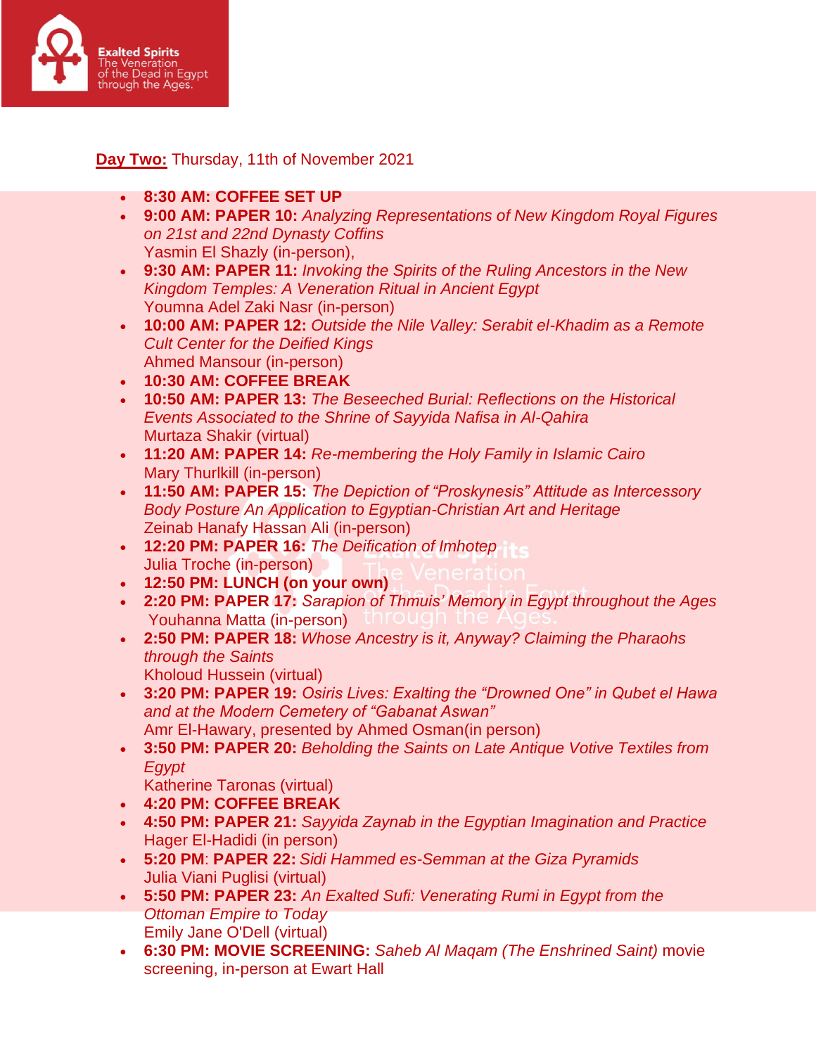**Day Two:** Thursday, 11th of November 2021

- **8:30 AM: COFFEE SET UP**
- **9:00 AM: PAPER 10:** *Analyzing Representations of New Kingdom Royal Figures on 21st and 22nd Dynasty Coffins*
  Yasmin El Shazly (in-person),
- **9:30 AM: PAPER 11:** *Invoking the Spirits of the Ruling Ancestors in the New Kingdom Temples: A Veneration Ritual in Ancient Egypt*
  Youmna Adel Zaki Nasr (in-person)
- **10:00 AM: PAPER 12:** *Outside the Nile Valley: Serabit el-Khadim as a Remote Cult Center for the Deified Kings*
  Ahmed Mansour (in-person)
- **10:30 AM: COFFEE BREAK**
- **10:50 AM: PAPER 13:** *The Beseeched Burial: Reflections on the Historical Events Associated to the Shrine of Sayyida Nafisa in Al-Qahira*
  Murtaza Shakir (virtual)
- **11:20 AM: PAPER 14:** *Re-membering the Holy Family in Islamic Cairo*
  Mary Thurlkill (in-person)
- **11:50 AM: PAPER 15:** *The Depiction of "Proskynesis" Attitude as Intercessory Body Posture An Application to Egyptian-Christian Art and Heritage*
  Zeinab Hanafy Hassan Ali (in-person)
- **12:20 PM: PAPER 16:** *The Deification of Imhotep*
  Julia Troche (in-person)
- **12:50 PM: LUNCH (on your own)**
- **2:20 PM: PAPER 17:** *Sarapion of Thmuis' Memory in Egypt throughout the Ages*
  Youhanna Matta (in-person)
- **2:50 PM: PAPER 18:** *Whose Ancestry is it, Anyway? Claiming the Pharaohs through the Saints*
  Kholoud Hussein (virtual)
- **3:20 PM: PAPER 19:** *Osiris Lives: Exalting the "Drowned One" in Qubet el Hawa and at the Modern Cemetery of "Gabanat Aswan"*
  Amr El-Hawary, presented by Ahmed Osman(in person)
- **3:50 PM: PAPER 20:** *Beholding the Saints on Late Antique Votive Textiles from Egypt*
  Katherine Taronas (virtual)
- **4:20 PM: COFFEE BREAK**
- **4:50 PM: PAPER 21:** *Sayyida Zaynab in the Egyptian Imagination and Practice*
  Hager El-Hadidi (in person)
- **5:20 PM: PAPER 22:** *Sidi Hammed es-Semman at the Giza Pyramids*
  Julia Viani Puglisi (virtual)
- **5:50 PM: PAPER 23:** *An Exalted Sufi: Venerating Rumi in Egypt from the Ottoman Empire to Today*
  Emily Jane O'Dell (virtual)
- **6:30 PM: MOVIE SCREENING:** *Saheb Al Maqam (The Enshrined Saint)* movie screening, in-person at Ewart Hall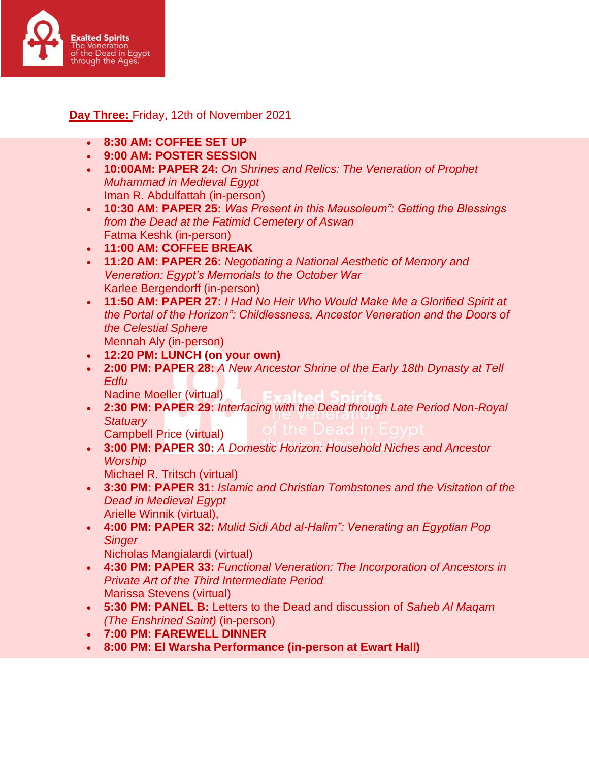**Day Three:** Friday, 12th of November 2021

- **8:30 AM: COFFEE SET UP**
- **9:00 AM: POSTER SESSION**
- **10:00AM: PAPER 24:** *On Shrines and Relics: The Veneration of Prophet Muhammad in Medieval Egypt*
  Iman R. Abdulfattah (in-person)
- **10:30 AM: PAPER 25:** *Was Present in this Mausoleum": Getting the Blessings from the Dead at the Fatimid Cemetery of Aswan*
  Fatma Keshk (in-person)
- **11:00 AM: COFFEE BREAK**
- **11:20 AM: PAPER 26:** *Negotiating a National Aesthetic of Memory and Veneration: Egypt's Memorials to the October War*
  Karlee Bergendorff (in-person)
- **11:50 AM: PAPER 27:** *I Had No Heir Who Would Make Me a Glorified Spirit at the Portal of the Horizon": Childlessness, Ancestor Veneration and the Doors of the Celestial Sphere*
  Mennah Aly (in-person)
- **12:20 PM: LUNCH (on your own)**
- **2:00 PM: PAPER 28:** *A New Ancestor Shrine of the Early 18th Dynasty at Tell Edfu*
  Nadine Moeller (virtual)
- **2:30 PM: PAPER 29:** *Interfacing with the Dead through Late Period Non-Royal Statuary*
  Campbell Price (virtual)
- **3:00 PM: PAPER 30:** *A Domestic Horizon: Household Niches and Ancestor Worship*
  Michael R. Tritsch (virtual)
- **3:30 PM: PAPER 31:** *Islamic and Christian Tombstones and the Visitation of the Dead in Medieval Egypt*
  Arielle Winnik (virtual),
- **4:00 PM: PAPER 32:** *Mulid Sidi Abd al-Halim": Venerating an Egyptian Pop Singer*
  Nicholas Mangialardi (virtual)
- **4:30 PM: PAPER 33:** *Functional Veneration: The Incorporation of Ancestors in Private Art of the Third Intermediate Period*
  Marissa Stevens (virtual)
- **5:30 PM: PANEL B:** Letters to the Dead and discussion of *Saheb Al Maqam (The Enshrined Saint)* (in-person)
- **7:00 PM: FAREWELL DINNER**
- **8:00 PM: El Warsha Performance (in-person at Ewart Hall)**